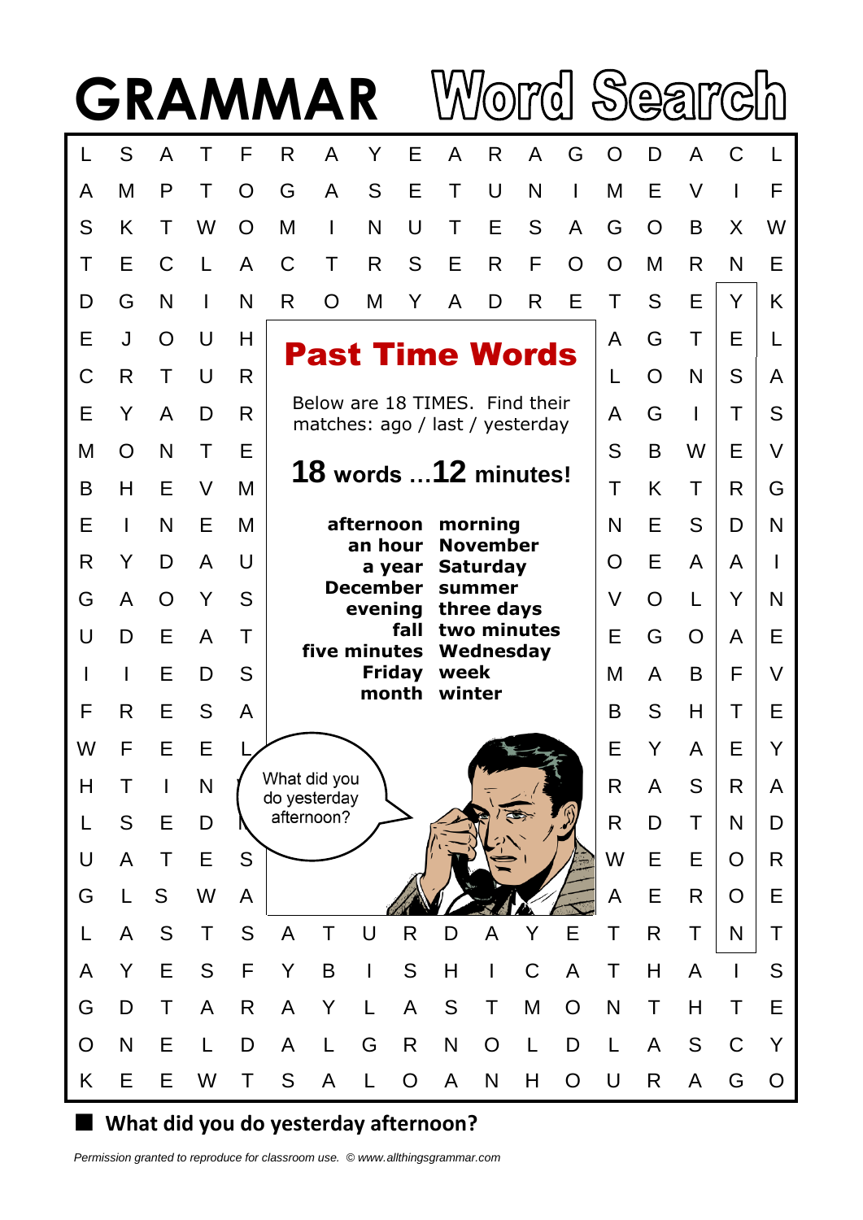# GRAMMAR Word Search

| L | S | A | T | F | R | A | Y | E | A | R | A | G | O | D | A | C | L |
|---|---|---|---|---|---|---|---|---|---|---|---|---|---|---|---|---|---|
| A | M | P | T | O | G | A | S | E | T | U | N | I | M | E | V | I | F |
| S | K | T | W | O | M | I | N | U | T | E | S | A | G | O | B | X | W |
| T | E | C | L | A | C | T | R | S | E | R | F | O | O | M | R | N | E |
| D | G | N | I | N | R | O | M | Y | A | D | R | E | T | S | E | Y | K |
| E | J | O | U | H | | | | | | | | | A | G | T | E | L |
| C | R | T | U | R | | | | | | | | | L | O | N | S | A |
| E | Y | A | D | R | | | | | | | | | A | G | I | T | S |
| M | O | N | T | E | | | | | | | | | S | B | W | E | V |
| B | H | E | V | M | | | | | | | | | T | K | T | R | G |
| E | I | N | E | M | | | | | | | | | N | E | S | D | N |
| R | Y | D | A | U | | | | | | | | | O | E | A | A | I |
| G | A | O | Y | S | | | | | | | | | V | O | L | Y | N |
| U | D | E | A | T | | | | | | | | | E | G | O | A | E |
| I | I | E | D | S | | | | | | | | | M | A | B | F | V |
| F | R | E | S | A | | | | | | | | | B | S | H | T | E |
| W | F | E | E | L | | | | | | | | | E | Y | A | E | Y |
| H | T | I | N | | | | | | | | | | R | A | S | R | A |
| L | S | E | D | | | | | | | | | | R | D | T | N | D |
| U | A | T | E | S | | | | | | | | | W | E | E | O | R |
| G | L | S | W | A | | | | | | | | | A | E | R | O | E |
| L | A | S | T | S | A | T | U | R | D | A | Y | E | T | R | T | N | T |
| A | Y | E | S | F | Y | B | I | S | H | I | C | A | T | H | A | I | S |
| G | D | T | A | R | A | Y | L | A | S | T | M | O | N | T | H | T | E |
| O | N | E | L | D | A | L | G | R | N | O | L | D | L | A | S | C | Y |
| K | E | E | W | T | S | A | L | O | A | N | H | O | U | R | A | G | O |

## Past Time Words

Below are 18 TIMES. Find their matches: ago / last / yesterday

**18 words …12 minutes!**

| | |
|---|---|
| **afternoon** | **morning** |
| **an hour** | **November** |
| **a year** | **Saturday** |
| **December** | **summer** |
| **evening** | **three days** |
| **fall** | **two minutes** |
| **five minutes** | **Wednesday** |
| **Friday** | **week** |
| **month** | **winter** |

What did you do yesterday afternoon?

■ **What did you do yesterday afternoon?**

*Permission granted to reproduce for classroom use. © www.allthingsgrammar.com*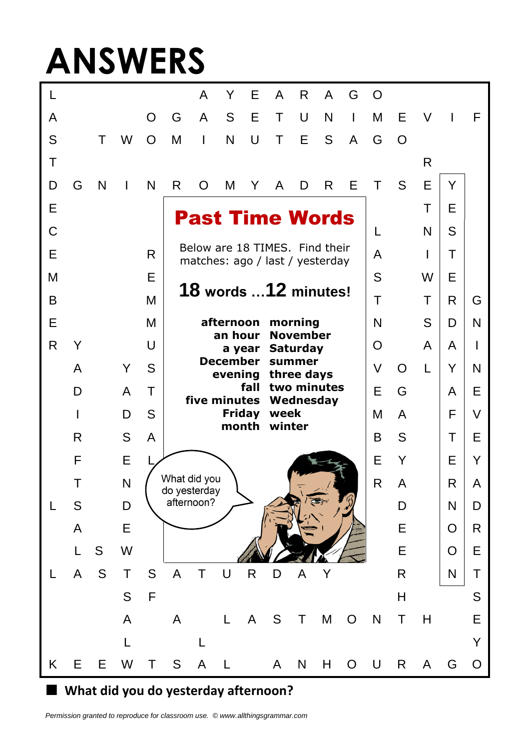# ANSWERS

| | | | | | | | | | | | | | | | | | |
|---|---|---|---|---|---|---|---|---|---|---|---|---|---|---|---|---|---|
| L | | | | | | A | Y | E | A | R | A | G | O | | | | |
| A | | | | O | G | A | S | E | T | U | N | I | M | E | V | I | F |
| S | | T | W | O | M | I | N | U | T | E | S | A | G | O | | | |
| T | | | | | | | | | | | | | | | R | | |
| D | G | N | I | N | R | O | M | Y | A | D | R | E | T | S | E | Y | |
| E | | | | | | | | | | | | | | | T | E | |
| C | | | | | | | | | | | | | L | | N | S | |
| E | | | | R | | | | | | | | | A | | I | T | |
| M | | | | E | | | | | | | | | S | | W | E | |
| B | | | | M | | | | | | | | | T | | T | R | G |
| E | | | | M | | | | | | | | | N | | S | D | N |
| R | Y | | | U | | | | | | | | | O | | A | A | I |
| | A | | Y | S | | | | | | | | | V | O | L | Y | N |
| | D | | A | T | | | | | | | | | E | G | | A | E |
| | I | | D | S | | | | | | | | | M | A | | F | V |
| | R | | S | A | | | | | | | | | B | S | | T | E |
| | F | | E | L | | | | | | | | | E | Y | | E | Y |
| | T | | N | | | | | | | | | | R | A | | R | A |
| L | S | | D | | | | | | | | | | | D | | N | D |
| | A | | E | | | | | | | | | | | E | | O | R |
| | L | S | W | | | | | | | | | | | E | | O | E |
| L | A | S | T | S | A | T | U | R | D | A | Y | | | R | | N | T |
| | | | S | F | | | | | | | | | | H | | | S |
| | | | A | | A | | L | A | S | T | M | O | N | T | H | | E |
| | | | L | | | L | | | | | | | | | | | Y |
| K | E | E | W | T | S | A | L | | A | N | H | O | U | R | A | G | O |

## Past Time Words

Below are 18 TIMES. Find their matches: ago / last / yesterday

**18 words …12 minutes!**

| | |
|---|---|
| **afternoon** | **morning** |
| **an hour** | **November** |
| **a year** | **Saturday** |
| **December** | **summer** |
| **evening** | **three days** |
| **fall** | **two minutes** |
| **five minutes** | **Wednesday** |
| **Friday** | **week** |
| **month** | **winter** |

What did you do yesterday afternoon?

■ **What did you do yesterday afternoon?**